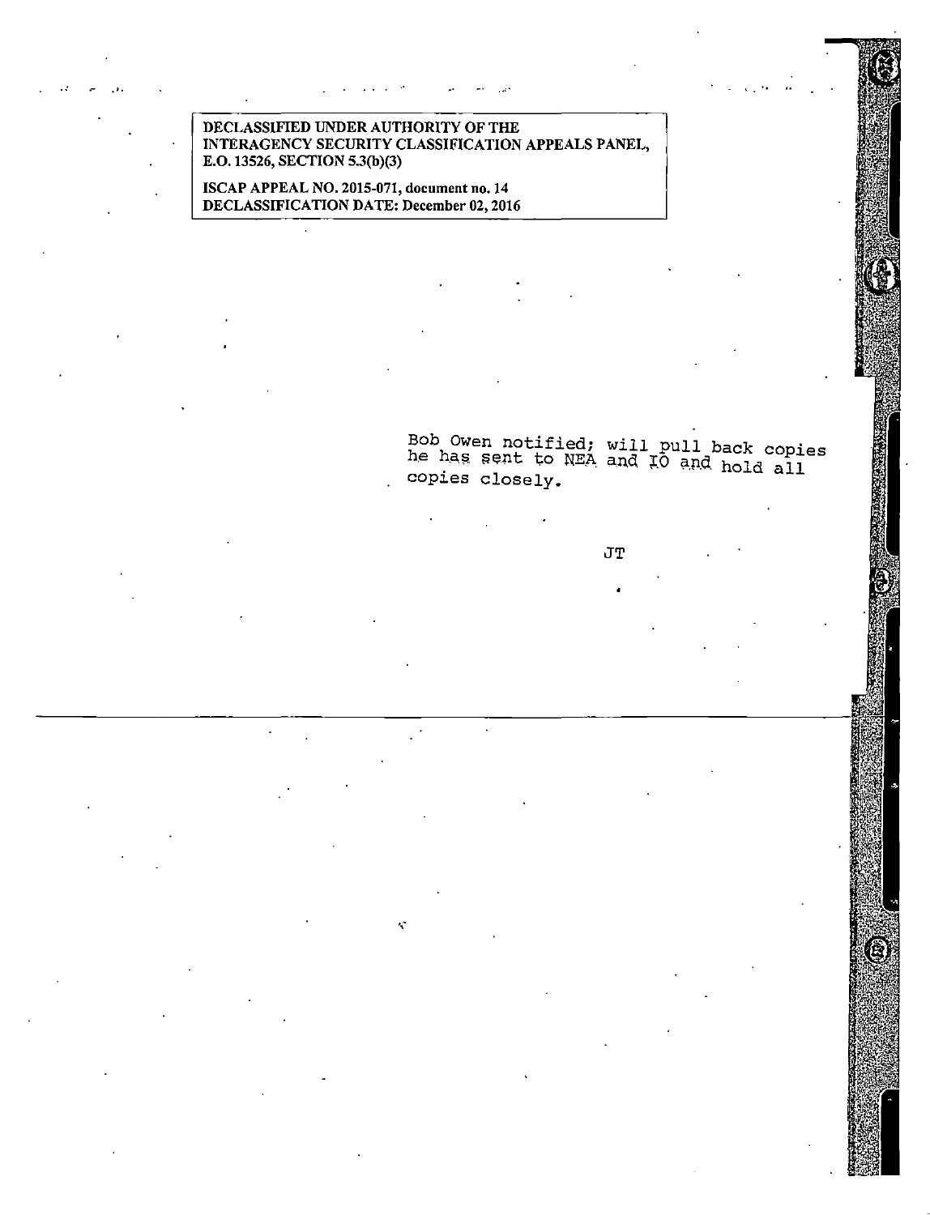DECLASSIFIED UNDER AUTHORITY OF THE INTERAGENCY SECURITY CLASSIFICATION APPEALS PANEL, E.O. 13526, SECTION 5.3(b)(3)

ISCAP APPEAL NO. 2015-071, document no. 14
DECLASSIFICATION DATE: December 02, 2016

Bob Owen notified; will pull back copies he has sent to NEA and IO and hold all copies closely.

JT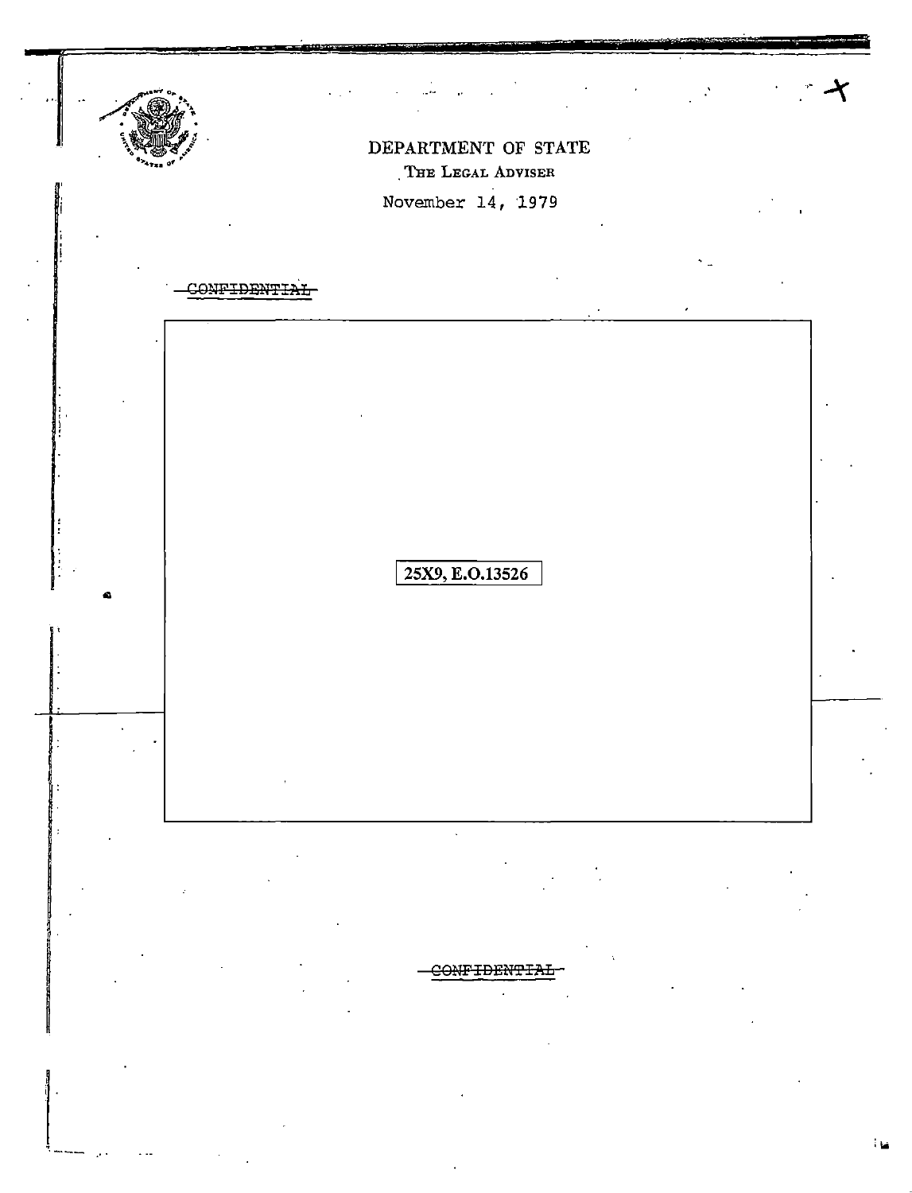DEPARTMENT OF STATE

THE LEGAL ADVISER

November 14, 1979

~~CONFIDENTIAL~~

25X9, E.O.13526

~~CONFIDENTIAL~~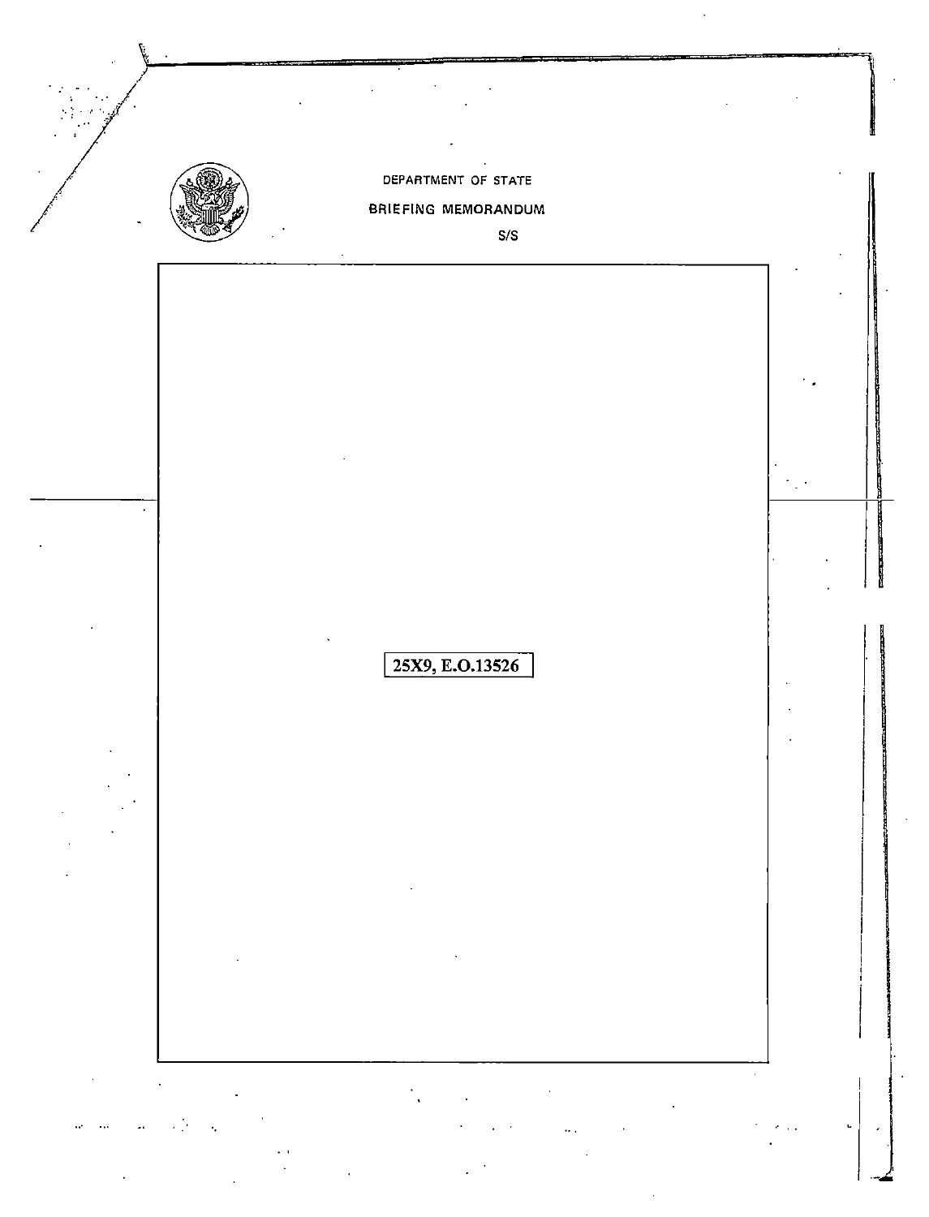DEPARTMENT OF STATE

BRIEFING MEMORANDUM

S/S

25X9, E.O.13526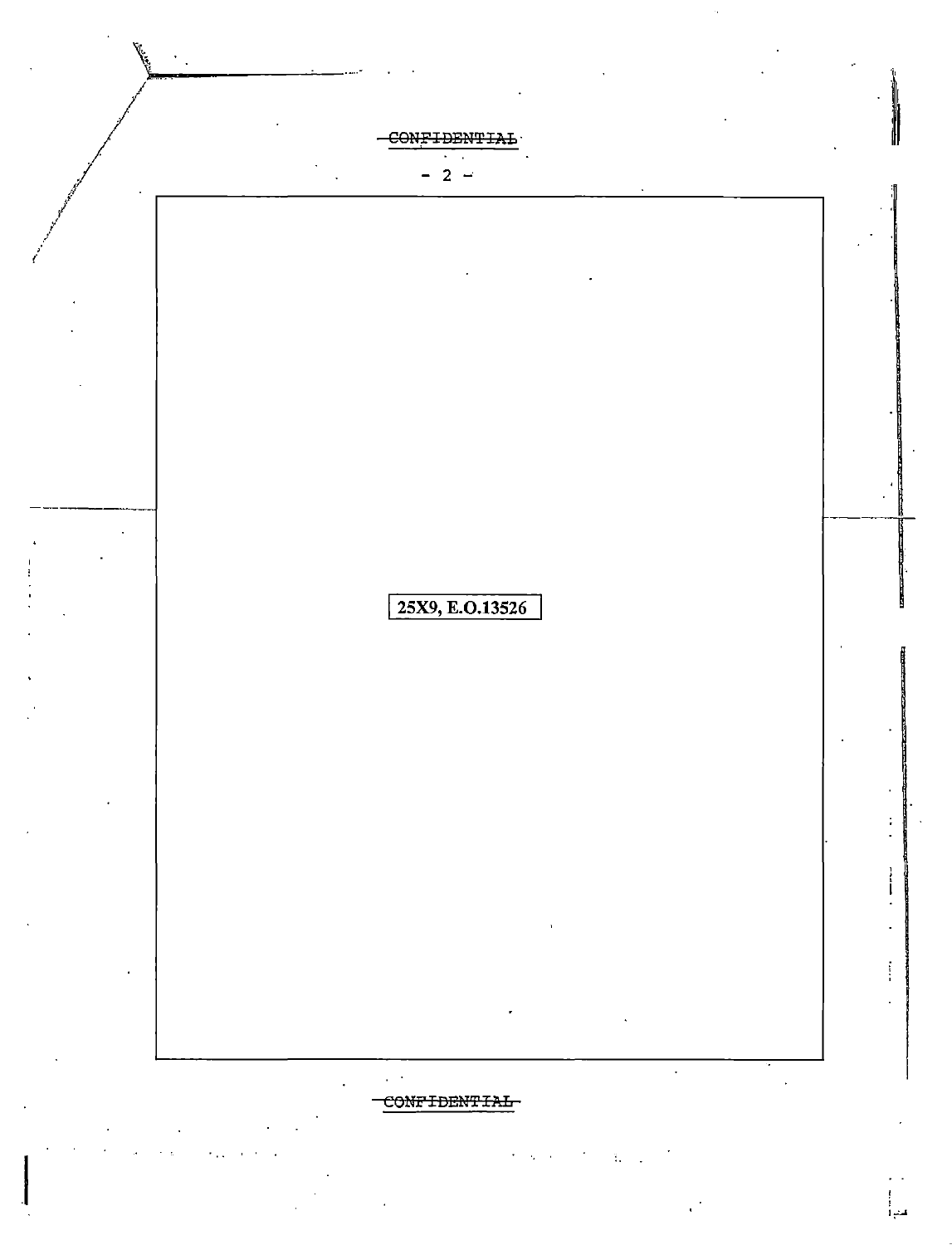~~CONFIDENTIAL~~

25X9, E.O.13526

~~CONFIDENTIAL~~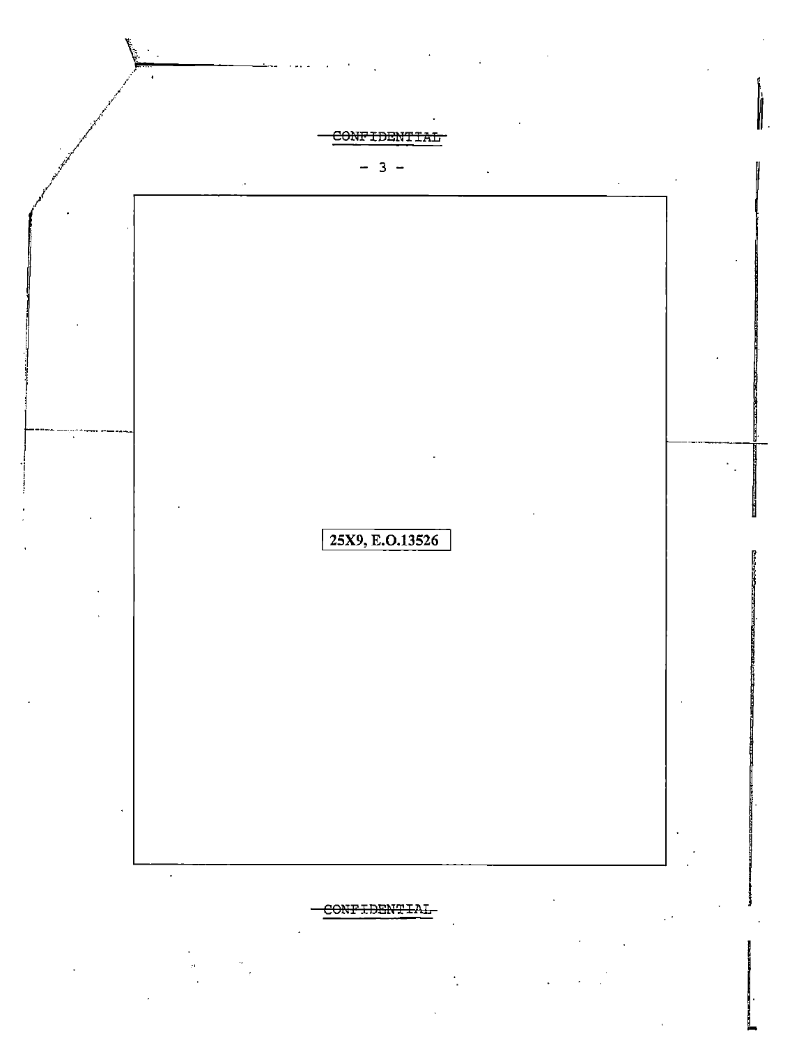CONFIDENTIAL

25X9, E.O.13526

CONFIDENTIAL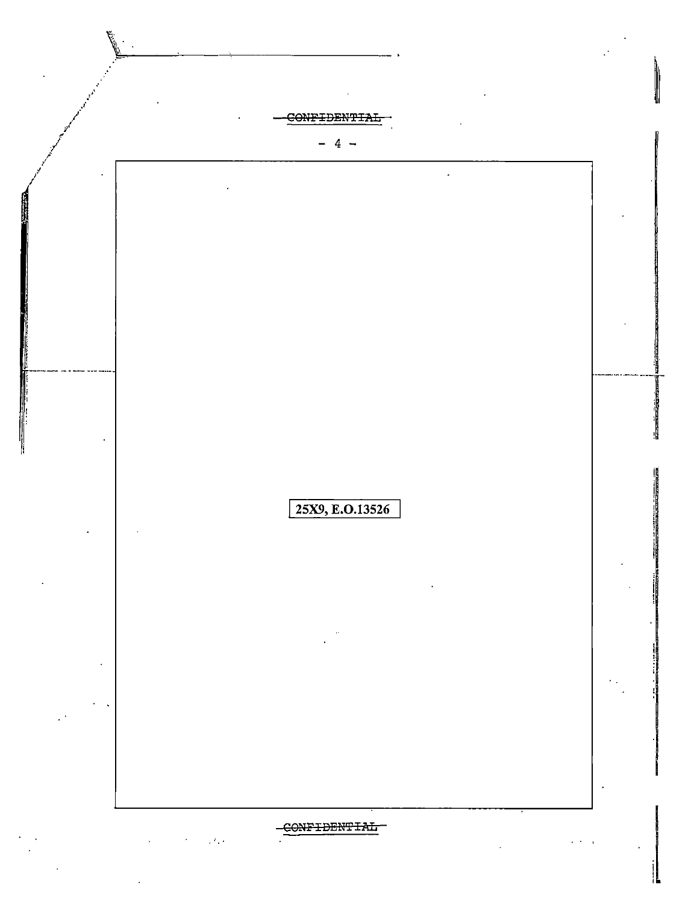CONFIDENTIAL

25X9, E.O.13526

CONFIDENTIAL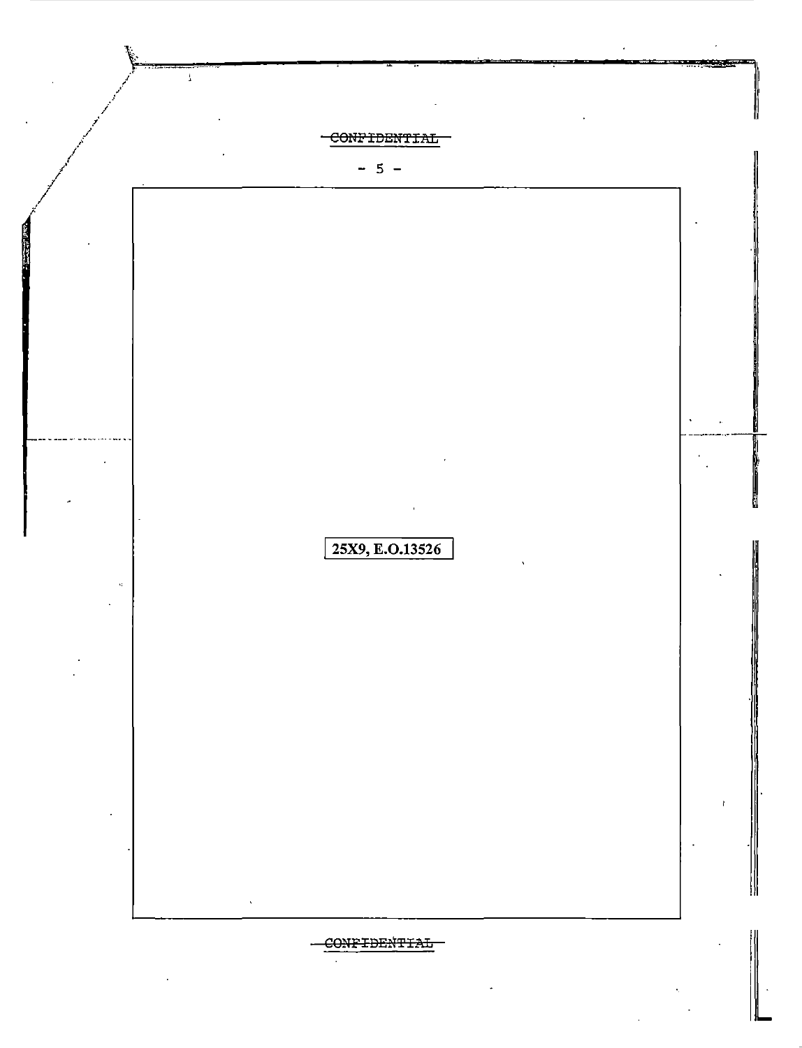~~CONFIDENTIAL~~

25X9, E.O.13526

~~CONFIDENTIAL~~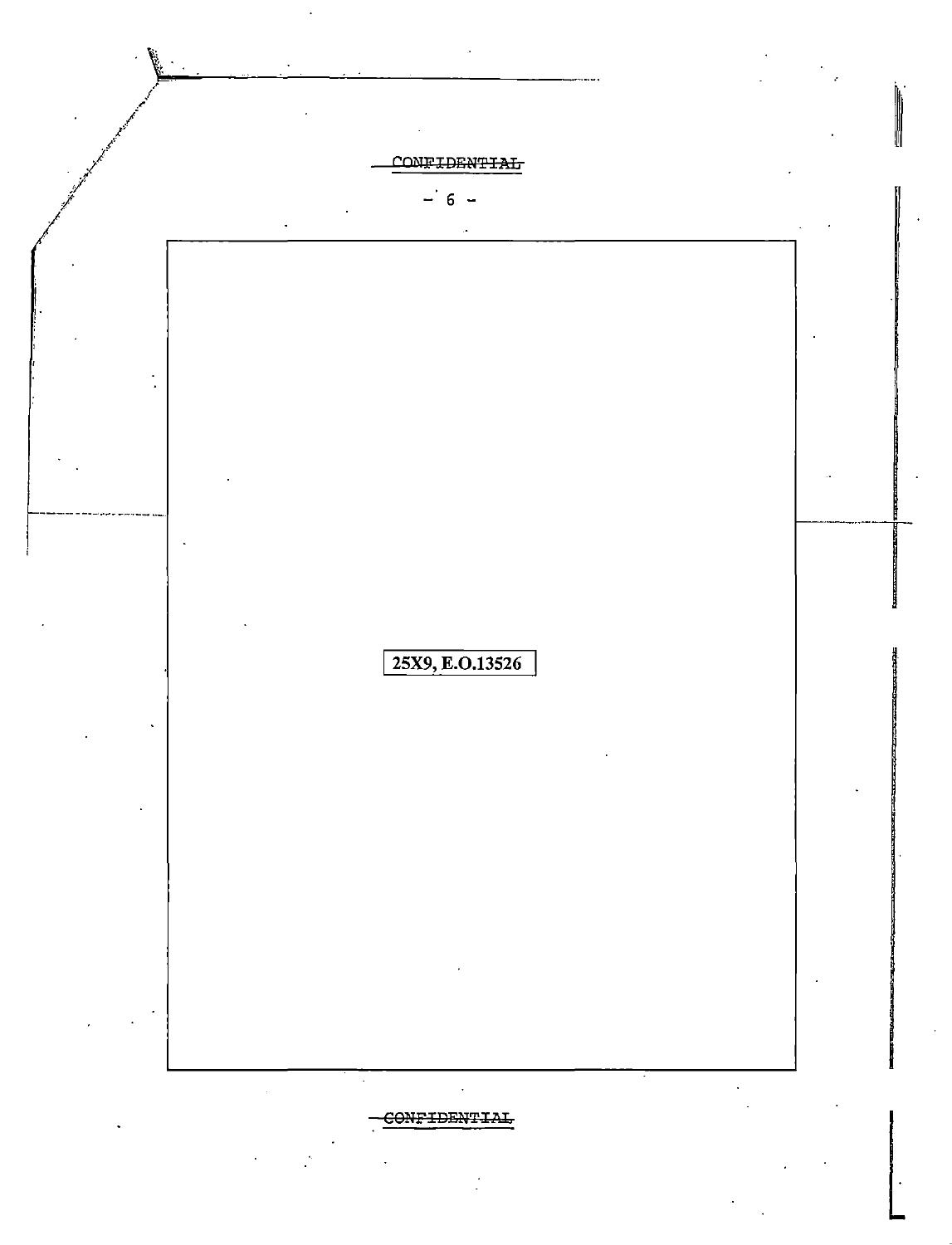~~CONFIDENTIAL~~

25X9, E.O.13526

~~CONFIDENTIAL~~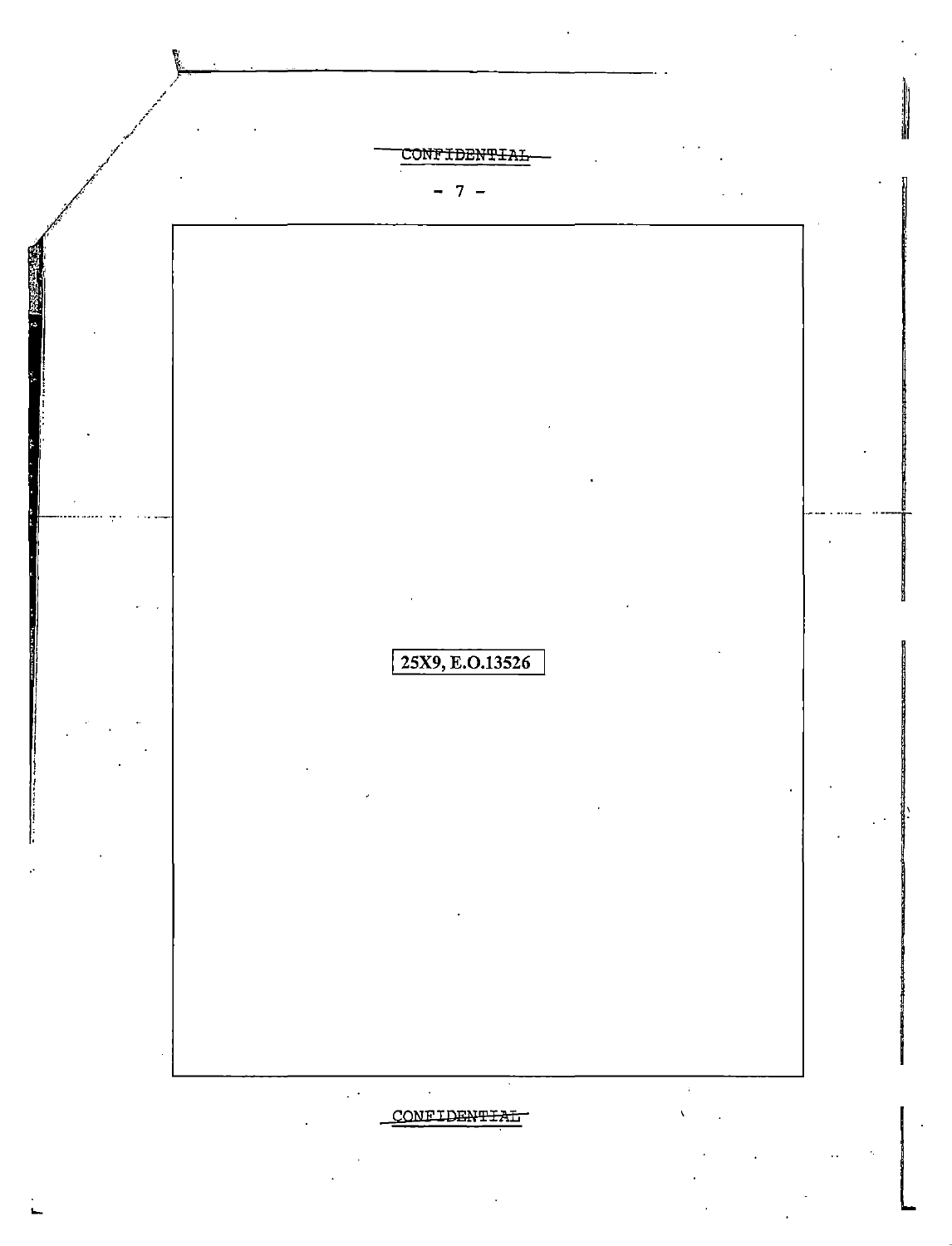CONFIDENTIAL

25X9, E.O.13526

CONFIDENTIAL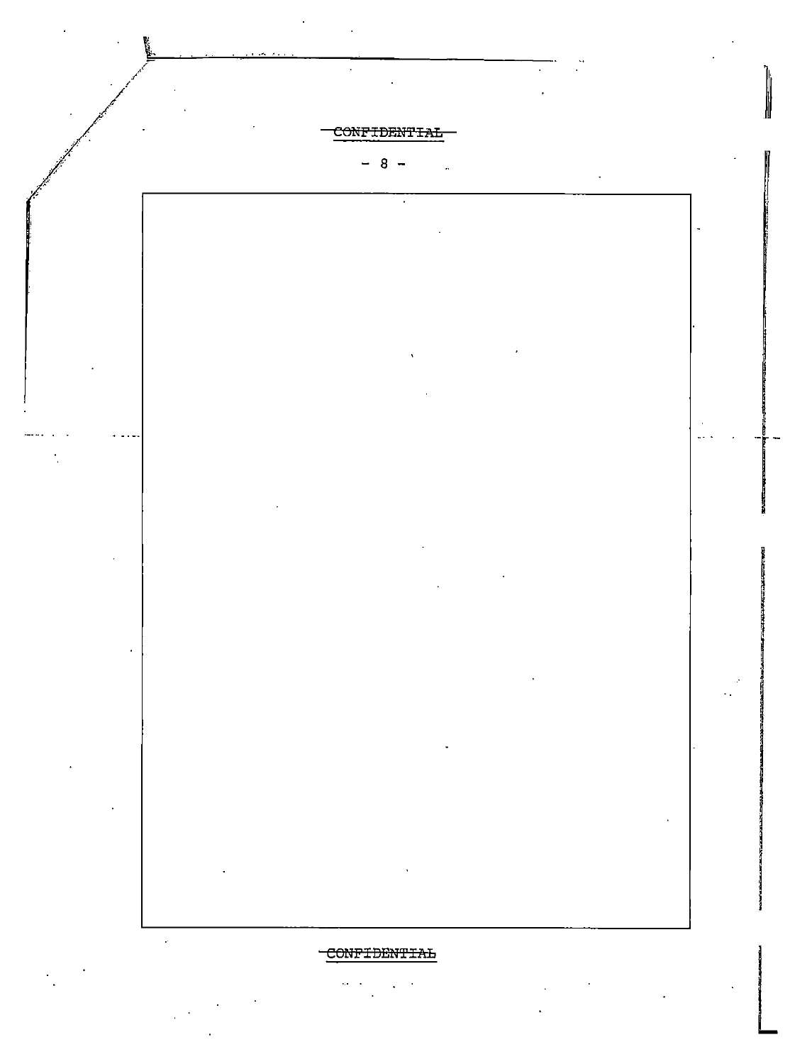CONFIDENTIAL

CONFIDENTIAL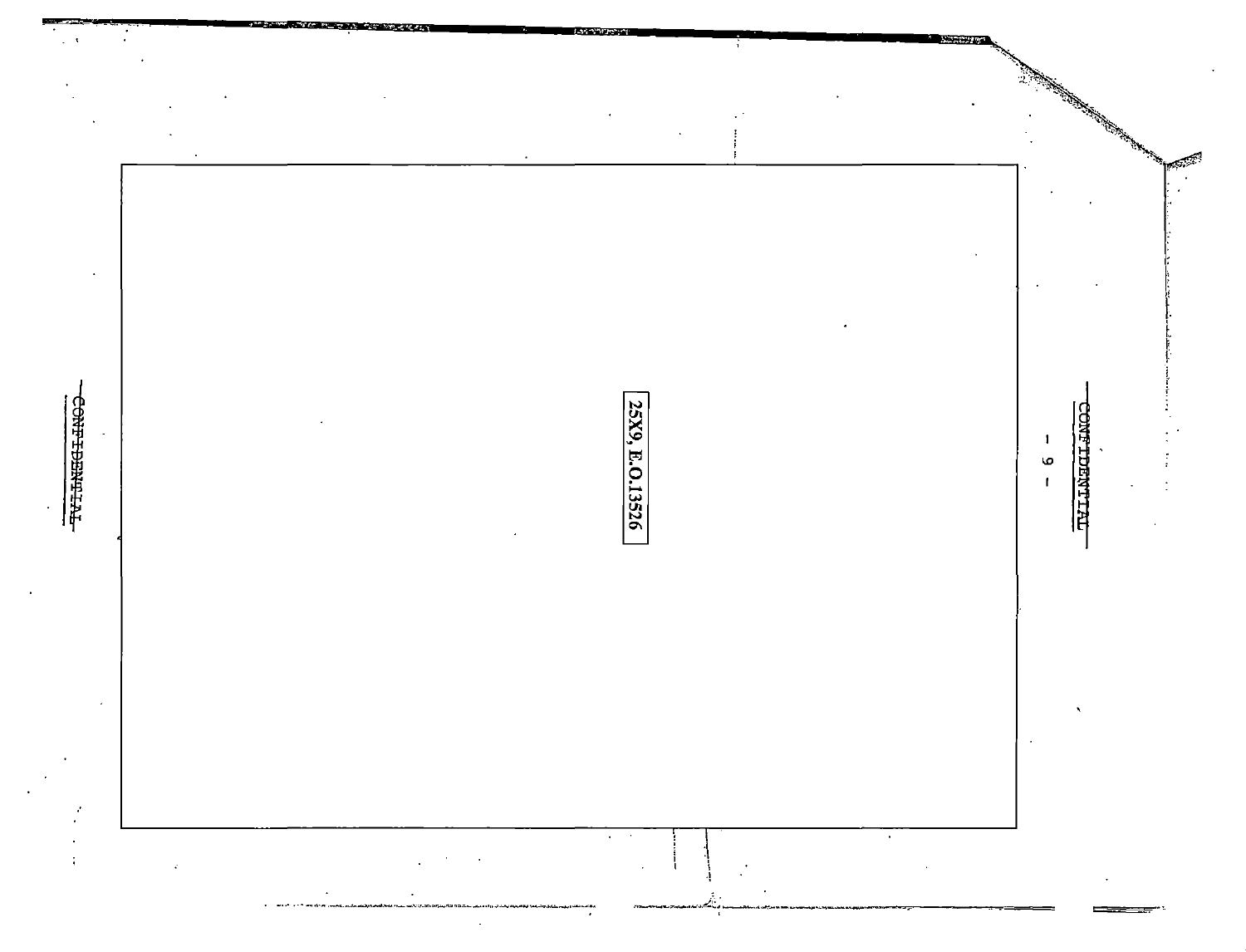CONFIDENTIAL

25X9, E.O.13526

CONFIDENTIAL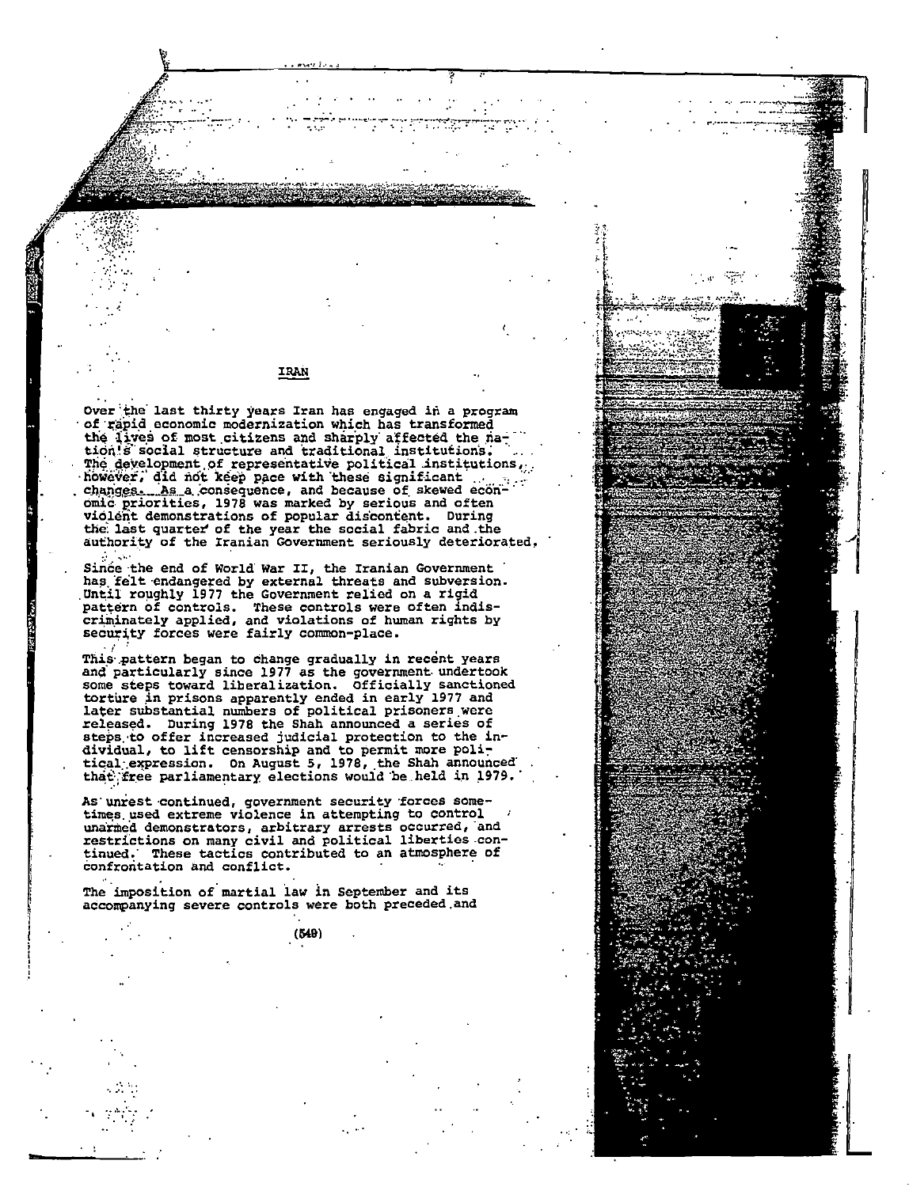# IRAN

Over the last thirty years Iran has engaged in a program of rapid economic modernization which has transformed the lives of most citizens and sharply affected the nation's social structure and traditional institutions. The development of representative political institutions, however, did not keep pace with these significant changes. As a consequence, and because of skewed economic priorities, 1978 was marked by serious and often violent demonstrations of popular discontent. During the last quarter of the year the social fabric and the authority of the Iranian Government seriously deteriorated.

Since the end of World War II, the Iranian Government has felt endangered by external threats and subversion. Until roughly 1977 the Government relied on a rigid pattern of controls. These controls were often indiscriminately applied, and violations of human rights by security forces were fairly common-place.

This pattern began to change gradually in recent years and particularly since 1977 as the government undertook some steps toward liberalization. Officially sanctioned torture in prisons apparently ended in early 1977 and later substantial numbers of political prisoners were released. During 1978 the Shah announced a series of steps to offer increased judicial protection to the individual, to lift censorship and to permit more political expression. On August 5, 1978, the Shah announced that free parliamentary elections would be held in 1979.

As unrest continued, government security forces sometimes used extreme violence in attempting to control unarmed demonstrators, arbitrary arrests occurred, and restrictions on many civil and political liberties continued. These tactics contributed to an atmosphere of confrontation and conflict.

The imposition of martial law in September and its accompanying severe controls were both preceded and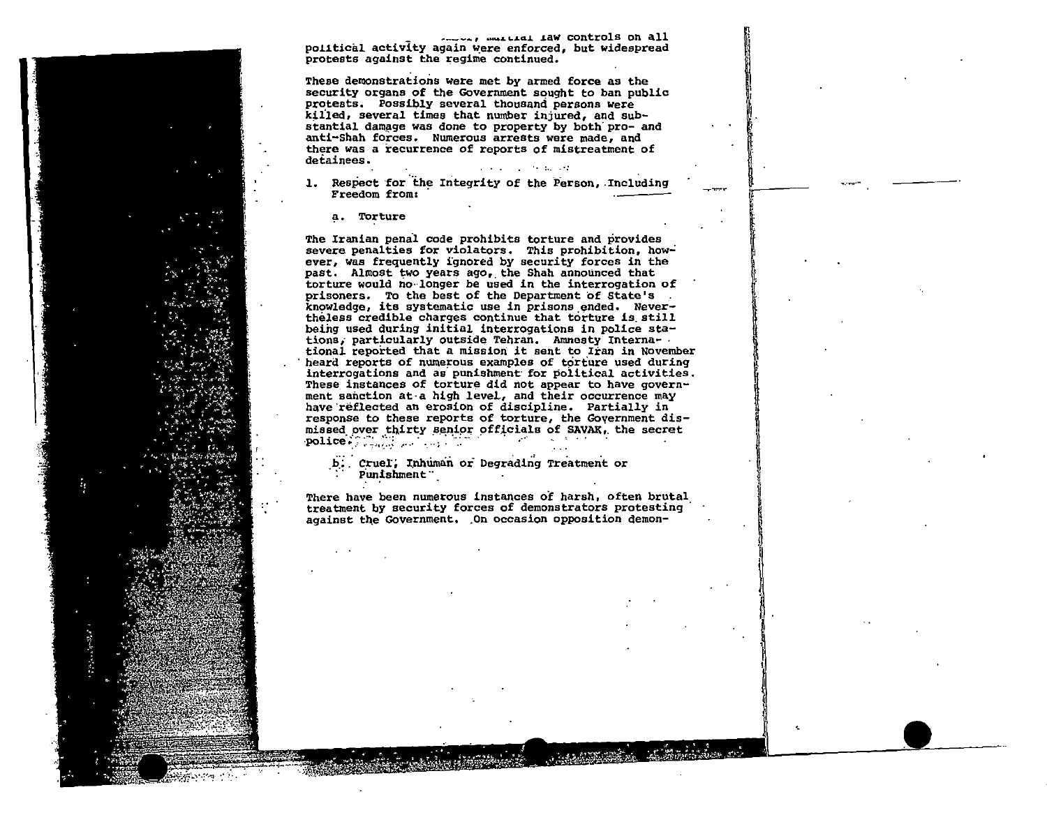..., martial law controls on all political activity again were enforced, but widespread protests against the regime continued.

These demonstrations were met by armed force as the security organs of the Government sought to ban public protests. Possibly several thousand persons were killed, several times that number injured, and substantial damage was done to property by both pro- and anti-Shah forces. Numerous arrests were made, and there was a recurrence of reports of mistreatment of detainees.

1. Respect for the Integrity of the Person, Including Freedom from:

   a. Torture

The Iranian penal code prohibits torture and provides severe penalties for violators. This prohibition, however, was frequently ignored by security forces in the past. Almost two years ago, the Shah announced that torture would no longer be used in the interrogation of prisoners. To the best of the Department of State's knowledge, its systematic use in prisons ended. Nevertheless credible charges continue that torture is still being used during initial interrogations in police stations, particularly outside Tehran. Amnesty International reported that a mission it sent to Iran in November heard reports of numerous examples of torture used during interrogations and as punishment for political activities. These instances of torture did not appear to have government sanction at a high level, and their occurrence may have reflected an erosion of discipline. Partially in response to these reports of torture, the Government dismissed over thirty senior officials of SAVAK, the secret police.

   b. Cruel, Inhuman or Degrading Treatment or Punishment

There have been numerous instances of harsh, often brutal treatment by security forces of demonstrators protesting against the Government. On occasion opposition demon-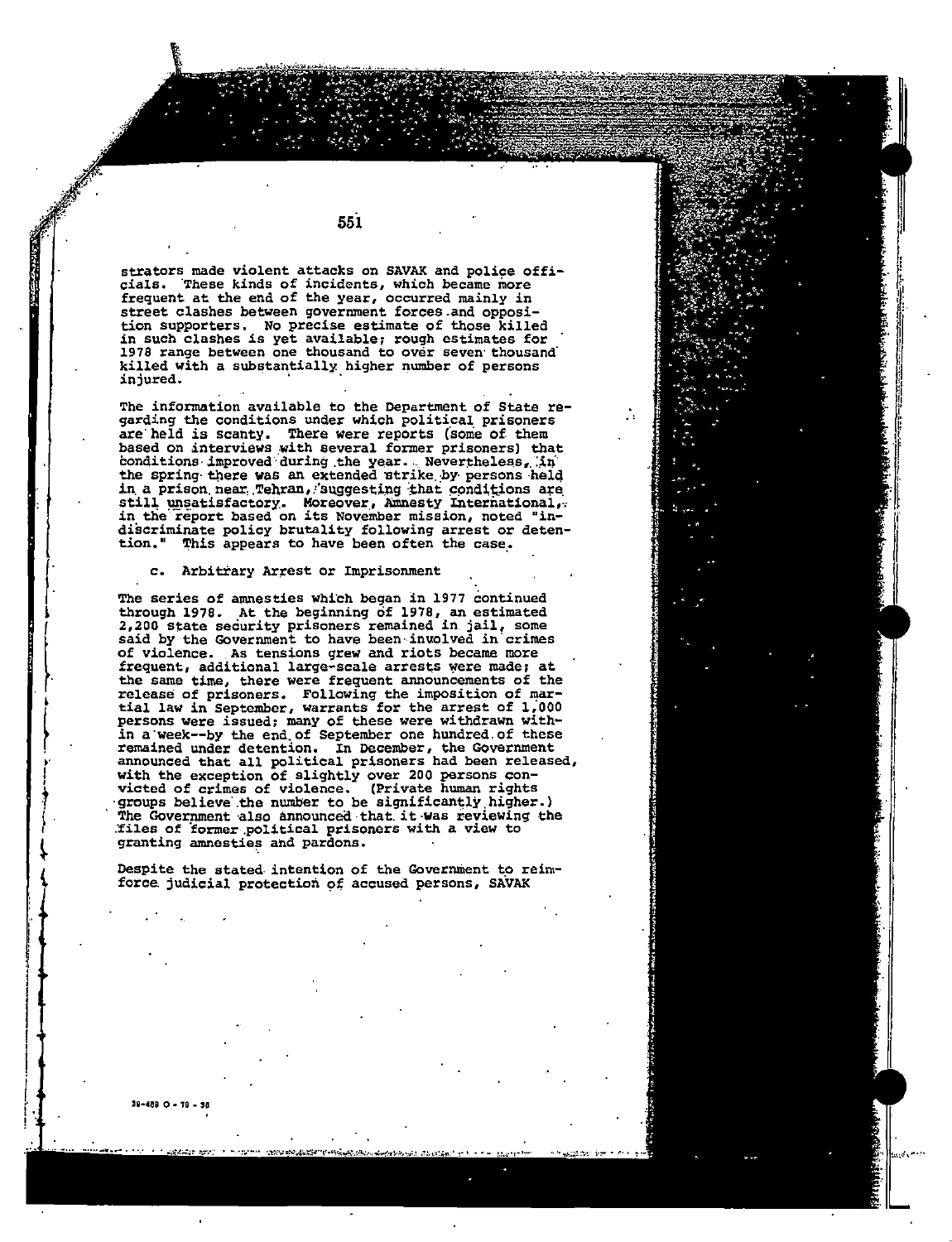strators made violent attacks on SAVAK and police officials. These kinds of incidents, which became more frequent at the end of the year, occurred mainly in street clashes between government forces and opposition supporters. No precise estimate of those killed in such clashes is yet available; rough estimates for 1978 range between one thousand to over seven thousand killed with a substantially higher number of persons injured.

The information available to the Department of State regarding the conditions under which political prisoners are held is scanty. There were reports (some of them based on interviews with several former prisoners) that conditions improved during the year. Nevertheless, in the spring there was an extended strike by persons held in a prison near Tehran, suggesting that conditions are still unsatisfactory. Moreover, Amnesty International, in the report based on its November mission, noted "indiscriminate policy brutality following arrest or detention." This appears to have been often the case.

c. Arbitrary Arrest or Imprisonment

The series of amnesties which began in 1977 continued through 1978. At the beginning of 1978, an estimated 2,200 state security prisoners remained in jail, some said by the Government to have been involved in crimes of violence. As tensions grew and riots became more frequent, additional large-scale arrests were made; at the same time, there were frequent announcements of the release of prisoners. Following the imposition of martial law in September, warrants for the arrest of 1,000 persons were issued; many of these were withdrawn within a week--by the end of September one hundred of these remained under detention. In December, the Government announced that all political prisoners had been released, with the exception of slightly over 200 persons convicted of crimes of violence. (Private human rights groups believe the number to be significantly higher.) The Government also announced that it was reviewing the files of former political prisoners with a view to granting amnesties and pardons.

Despite the stated intention of the Government to reinforce judicial protection of accused persons, SAVAK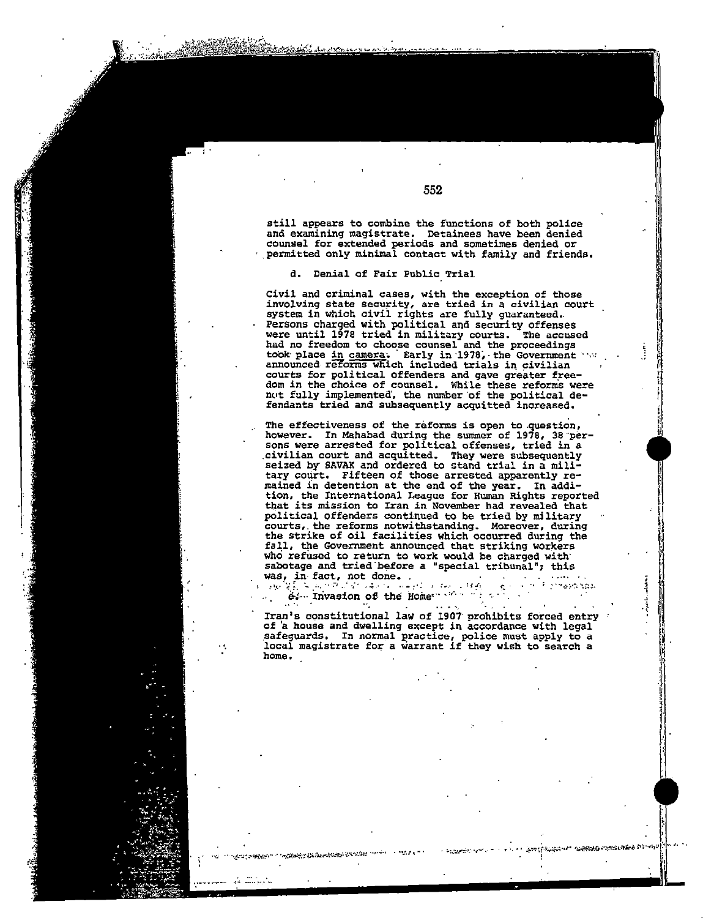still appears to combine the functions of both police and examining magistrate. Detainees have been denied counsel for extended periods and sometimes denied or permitted only minimal contact with family and friends.

### d. Denial of Fair Public Trial

Civil and criminal cases, with the exception of those involving state security, are tried in a civilian court system in which civil rights are fully guaranteed. Persons charged with political and security offenses were until 1978 tried in military courts. The accused had no freedom to choose counsel and the proceedings took place *in camera*. Early in 1978, the Government announced reforms which included trials in civilian courts for political offenders and gave greater freedom in the choice of counsel. While these reforms were not fully implemented, the number of the political defendants tried and subsequently acquitted increased.

The effectiveness of the reforms is open to question, however. In Mahabad during the summer of 1978, 38 persons were arrested for political offenses, tried in a civilian court and acquitted. They were subsequently seized by SAVAK and ordered to stand trial in a military court. Fifteen of those arrested apparently remained in detention at the end of the year. In addition, the International League for Human Rights reported that its mission to Iran in November had revealed that political offenders continued to be tried by military courts, the reforms notwithstanding. Moreover, during the strike of oil facilities which occurred during the fall, the Government announced that striking workers who refused to return to work would be charged with sabotage and tried before a "special tribunal"; this was, in fact, not done.

### e. Invasion of the Home

Iran's constitutional law of 1907 prohibits forced entry of a house and dwelling except in accordance with legal safeguards. In normal practice, police must apply to a local magistrate for a warrant if they wish to search a home.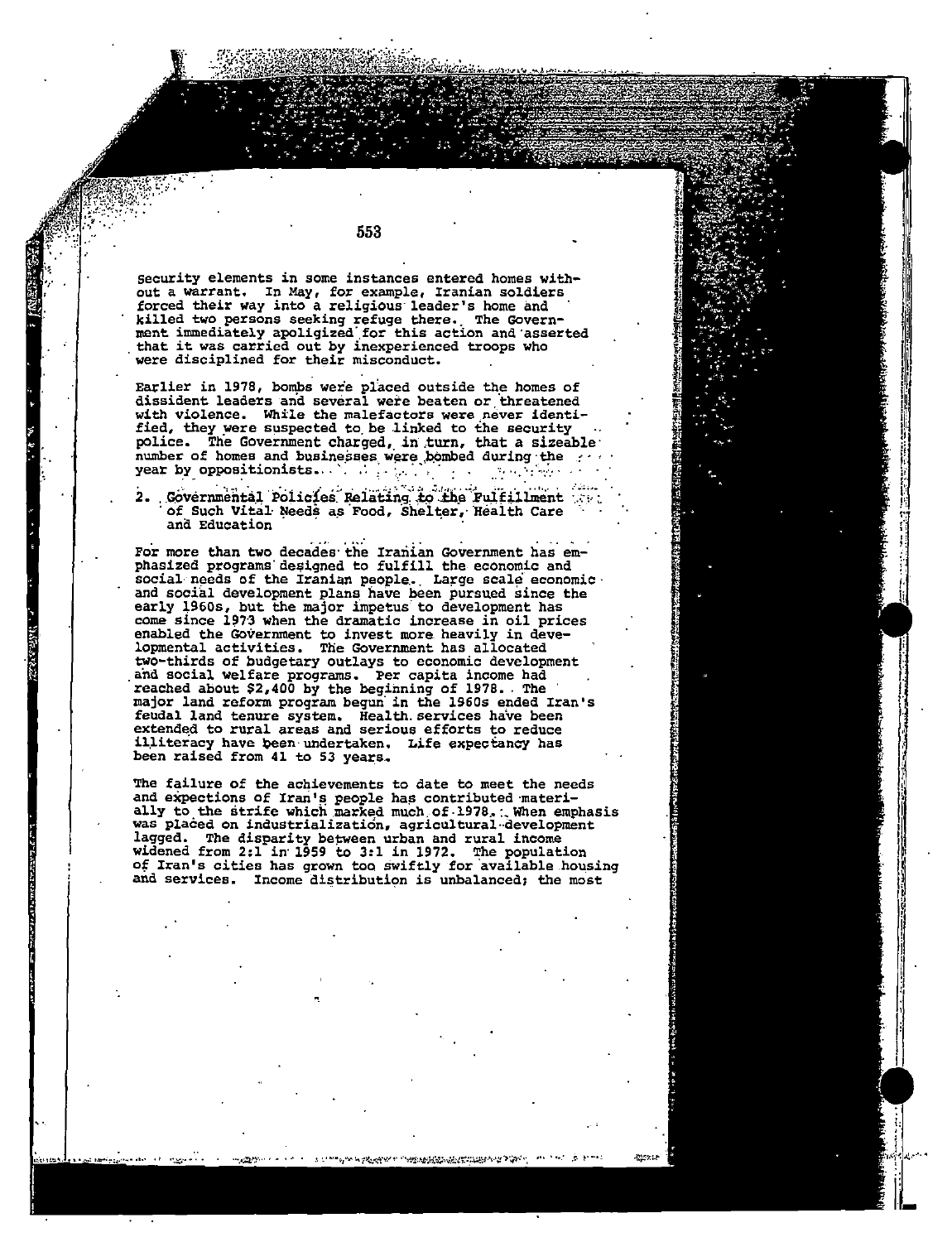security elements in some instances entered homes without a warrant. In May, for example, Iranian soldiers forced their way into a religious leader's home and killed two persons seeking refuge there. The Government immediately apoligized for this action and asserted that it was carried out by inexperienced troops who were disciplined for their misconduct.

Earlier in 1978, bombs were placed outside the homes of dissident leaders and several were beaten or threatened with violence. While the malefactors were never identified, they were suspected to be linked to the security police. The Government charged, in turn, that a sizeable number of homes and businesses were bombed during the year by oppositionists.

2. Governmental Policies Relating to the Fulfillment of Such Vital Needs as Food, Shelter, Health Care and Education

For more than two decades the Iranian Government has emphasized programs designed to fulfill the economic and social needs of the Iranian people. Large scale economic and social development plans have been pursued since the early 1960s, but the major impetus to development has come since 1973 when the dramatic increase in oil prices enabled the Government to invest more heavily in developmental activities. The Government has allocated two-thirds of budgetary outlays to economic development and social welfare programs. Per capita income had reached about $2,400 by the beginning of 1978. The major land reform program begun in the 1960s ended Iran's feudal land tenure system. Health services have been extended to rural areas and serious efforts to reduce illiteracy have been undertaken. Life expectancy has been raised from 41 to 53 years.

The failure of the achievements to date to meet the needs and expectations of Iran's people has contributed materially to the strife which marked much of 1978. When emphasis was placed on industrialization, agricultural development lagged. The disparity between urban and rural income widened from 2:1 in 1959 to 3:1 in 1972. The population of Iran's cities has grown too swiftly for available housing and services. Income distribution is unbalanced; the most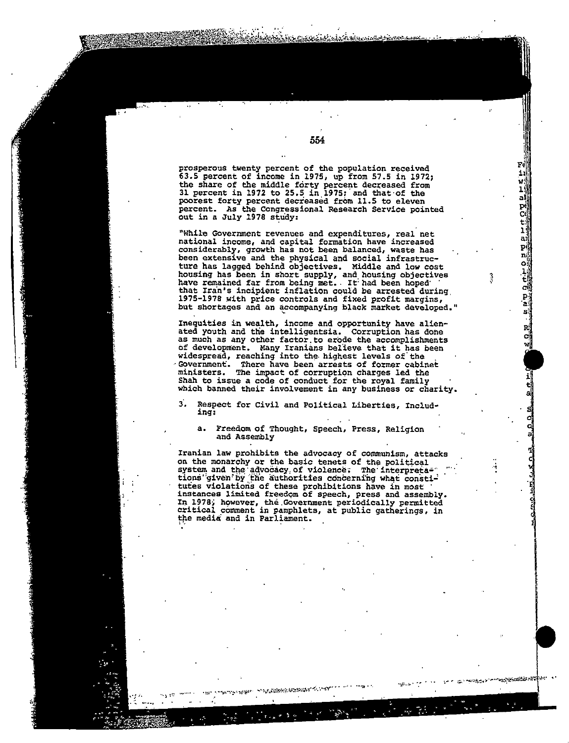prosperous twenty percent of the population received 63.5 percent of income in 1975, up from 57.5 in 1972; the share of the middle forty percent decreased from 31 percent in 1972 to 25.5 in 1975; and that of the poorest forty percent decreased from 11.5 to eleven percent. As the Congressional Research Service pointed out in a July 1978 study:

"While Government revenues and expenditures, real net national income, and capital formation have increased considerably, growth has not been balanced, waste has been extensive and the physical and social infrastructure has lagged behind objectives. Middle and low cost housing has been in short supply, and housing objectives have remained far from being met. It had been hoped that Iran's incipient inflation could be arrested during 1975-1978 with price controls and fixed profit margins, but shortages and an accompanying black market developed."

Inequities in wealth, income and opportunity have alienated youth and the intelligentsia. Corruption has done as much as any other factor to erode the accomplishments of development. Many Iranians believe that it has been widespread, reaching into the highest levels of the Government. There have been arrests of former cabinet ministers. The impact of corruption charges led the Shah to issue a code of conduct for the royal family which banned their involvement in any business or charity.

3. Respect for Civil and Political Liberties, Including:

   a. Freedom of Thought, Speech, Press, Religion and Assembly

Iranian law prohibits the advocacy of communism, attacks on the monarchy or the basic tenets of the political system and the advocacy of violence. The interpretations given by the authorities concerning what constitutes violations of these prohibitions have in most instances limited freedom of speech, press and assembly. In 1978, however, the Government periodically permitted critical comment in pamphlets, at public gatherings, in the media and in Parliament.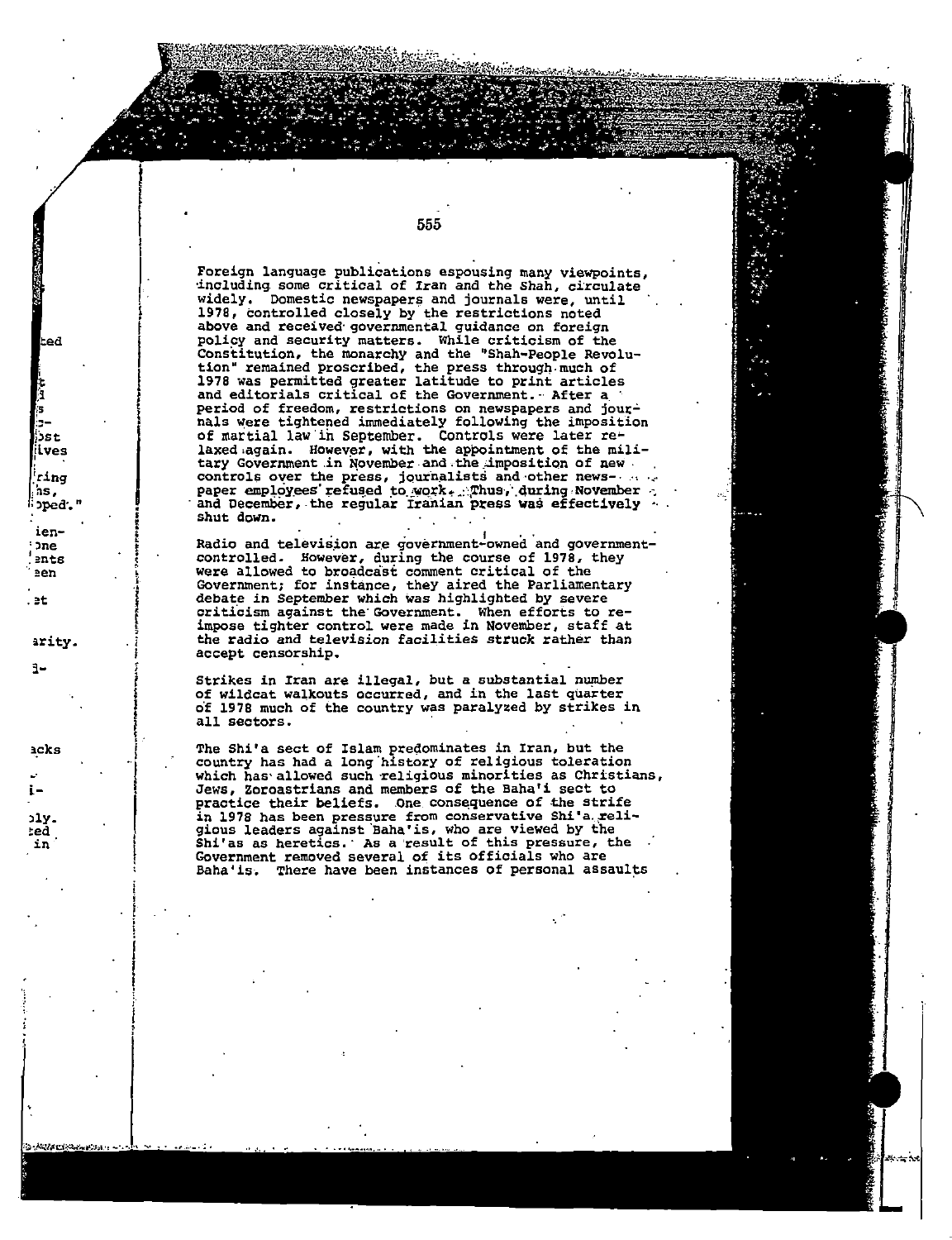Foreign language publications espousing many viewpoints, including some critical of Iran and the Shah, circulate widely. Domestic newspapers and journals were, until 1978, controlled closely by the restrictions noted above and received governmental guidance on foreign policy and security matters. While criticism of the Constitution, the monarchy and the "Shah-People Revolution" remained proscribed, the press through much of 1978 was permitted greater latitude to print articles and editorials critical of the Government. After a period of freedom, restrictions on newspapers and journals were tightened immediately following the imposition of martial law in September. Controls were later relaxed again. However, with the appointment of the military Government in November and the imposition of new controls over the press, journalists and other newspaper employees refused to work. Thus, during November and December, the regular Iranian press was effectively shut down.

Radio and television are government-owned and government-controlled. However, during the course of 1978, they were allowed to broadcast comment critical of the Government; for instance, they aired the Parliamentary debate in September which was highlighted by severe criticism against the Government. When efforts to reimpose tighter control were made in November, staff at the radio and television facilities struck rather than accept censorship.

Strikes in Iran are illegal, but a substantial number of wildcat walkouts occurred, and in the last quarter of 1978 much of the country was paralyzed by strikes in all sectors.

The Shi'a sect of Islam predominates in Iran, but the country has had a long history of religious toleration which has allowed such religious minorities as Christians, Jews, Zoroastrians and members of the Baha'i sect to practice their beliefs. One consequence of the strife in 1978 has been pressure from conservative Shi'a religious leaders against Baha'is, who are viewed by the Shi'as as heretics. As a result of this pressure, the Government removed several of its officials who are Baha'is. There have been instances of personal assaults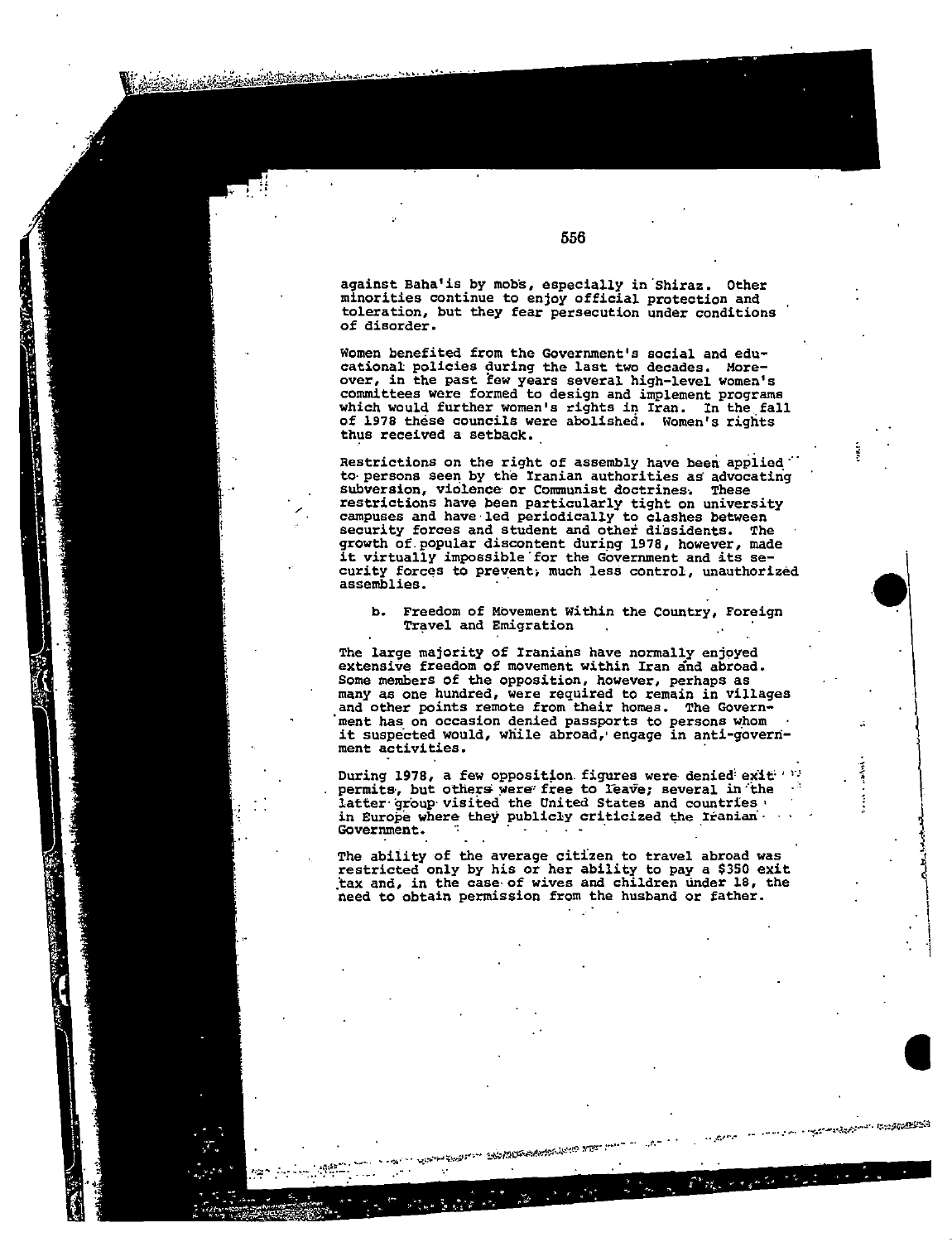against Baha'is by mobs, especially in Shiraz. Other minorities continue to enjoy official protection and toleration, but they fear persecution under conditions of disorder.

Women benefited from the Government's social and educational policies during the last two decades. Moreover, in the past few years several high-level women's committees were formed to design and implement programs which would further women's rights in Iran. In the fall of 1978 these councils were abolished. Women's rights thus received a setback.

Restrictions on the right of assembly have been applied to persons seen by the Iranian authorities as advocating subversion, violence or Communist doctrines. These restrictions have been particularly tight on university campuses and have led periodically to clashes between security forces and student and other dissidents. The growth of popular discontent during 1978, however, made it virtually impossible for the Government and its security forces to prevent, much less control, unauthorized assemblies.

b. Freedom of Movement Within the Country, Foreign Travel and Emigration

The large majority of Iranians have normally enjoyed extensive freedom of movement within Iran and abroad. Some members of the opposition, however, perhaps as many as one hundred, were required to remain in villages and other points remote from their homes. The Government has on occasion denied passports to persons whom it suspected would, while abroad, engage in anti-government activities.

During 1978, a few opposition figures were denied exit permits, but others were free to leave; several in the latter group visited the United States and countries in Europe where they publicly criticized the Iranian Government.

The ability of the average citizen to travel abroad was restricted only by his or her ability to pay a $350 exit tax and, in the case of wives and children under 18, the need to obtain permission from the husband or father.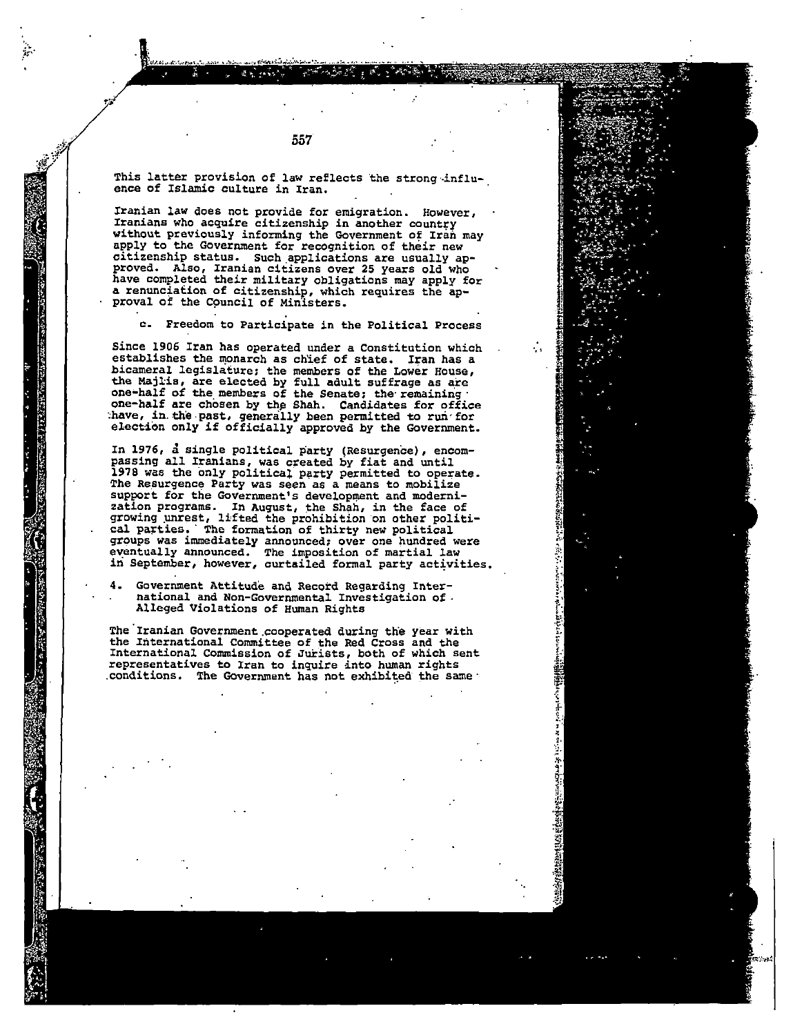This latter provision of law reflects the strong influence of Islamic culture in Iran.

Iranian law does not provide for emigration. However, Iranians who acquire citizenship in another country without previously informing the Government of Iran may apply to the Government for recognition of their new citizenship status. Such applications are usually approved. Also, Iranian citizens over 25 years old who have completed their military obligations may apply for a renunciation of citizenship, which requires the approval of the Council of Ministers.

c. Freedom to Participate in the Political Process

Since 1906 Iran has operated under a Constitution which establishes the monarch as chief of state. Iran has a bicameral legislature; the members of the Lower House, the Majlis, are elected by full adult suffrage as are one-half of the members of the Senate; the remaining one-half are chosen by the Shah. Candidates for office have, in the past, generally been permitted to run for election only if officially approved by the Government.

In 1976, a single political party (Resurgence), encompassing all Iranians, was created by fiat and until 1978 was the only political party permitted to operate. The Resurgence Party was seen as a means to mobilize support for the Government's development and modernization programs. In August, the Shah, in the face of growing unrest, lifted the prohibition on other political parties. The formation of thirty new political groups was immediately announced; over one hundred were eventually announced. The imposition of martial law in September, however, curtailed formal party activities.

4. Government Attitude and Record Regarding International and Non-Governmental Investigation of Alleged Violations of Human Rights

The Iranian Government cooperated during the year with the International Committee of the Red Cross and the International Commission of Jurists, both of which sent representatives to Iran to inquire into human rights conditions. The Government has not exhibited the same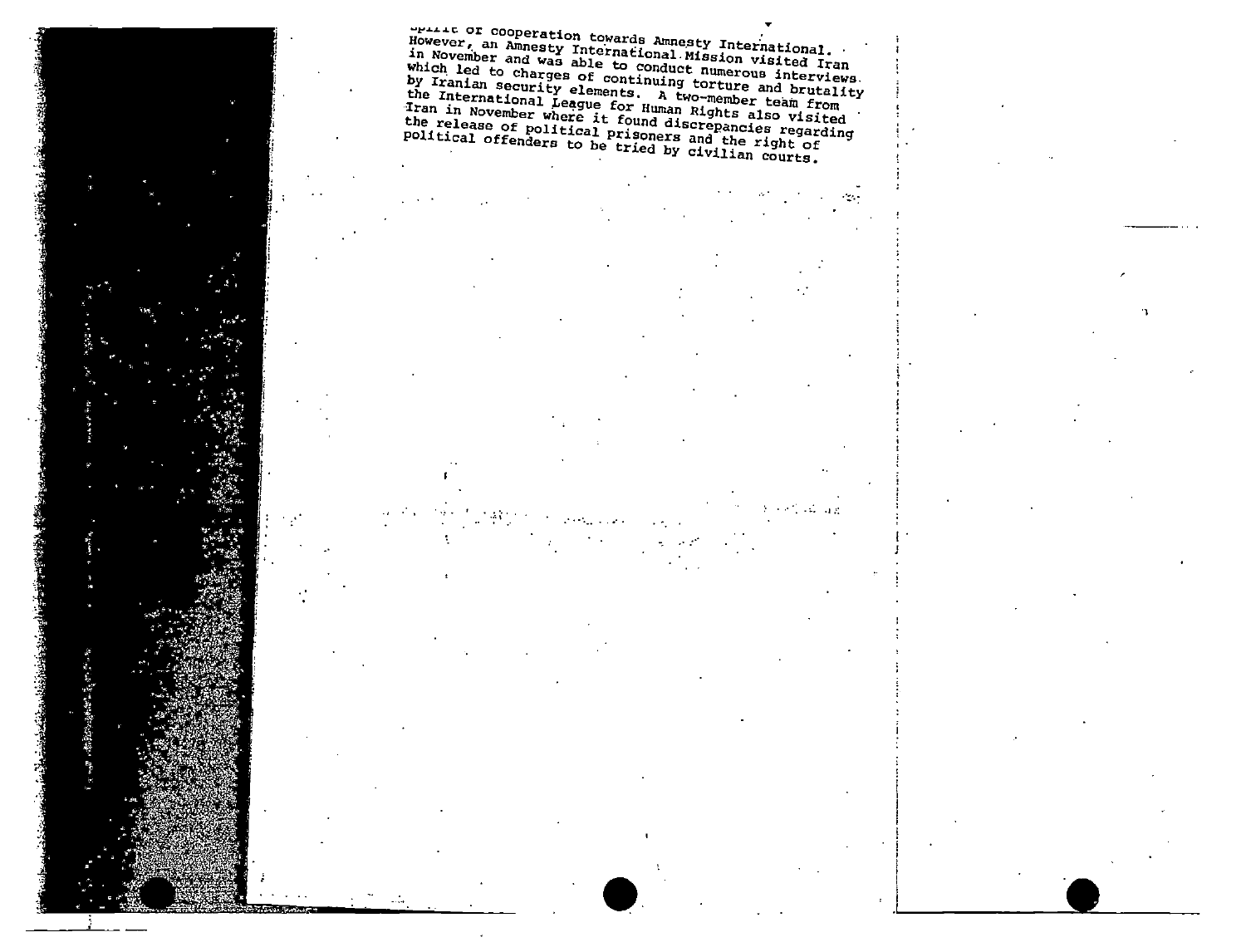spirit of cooperation towards Amnesty International. However, an Amnesty International Mission visited Iran in November and was able to conduct numerous interviews which led to charges of continuing torture and brutality by Iranian security elements. A two-member team from the International League for Human Rights also visited Iran in November where it found discrepancies regarding the release of political prisoners and the right of political offenders to be tried by civilian courts.